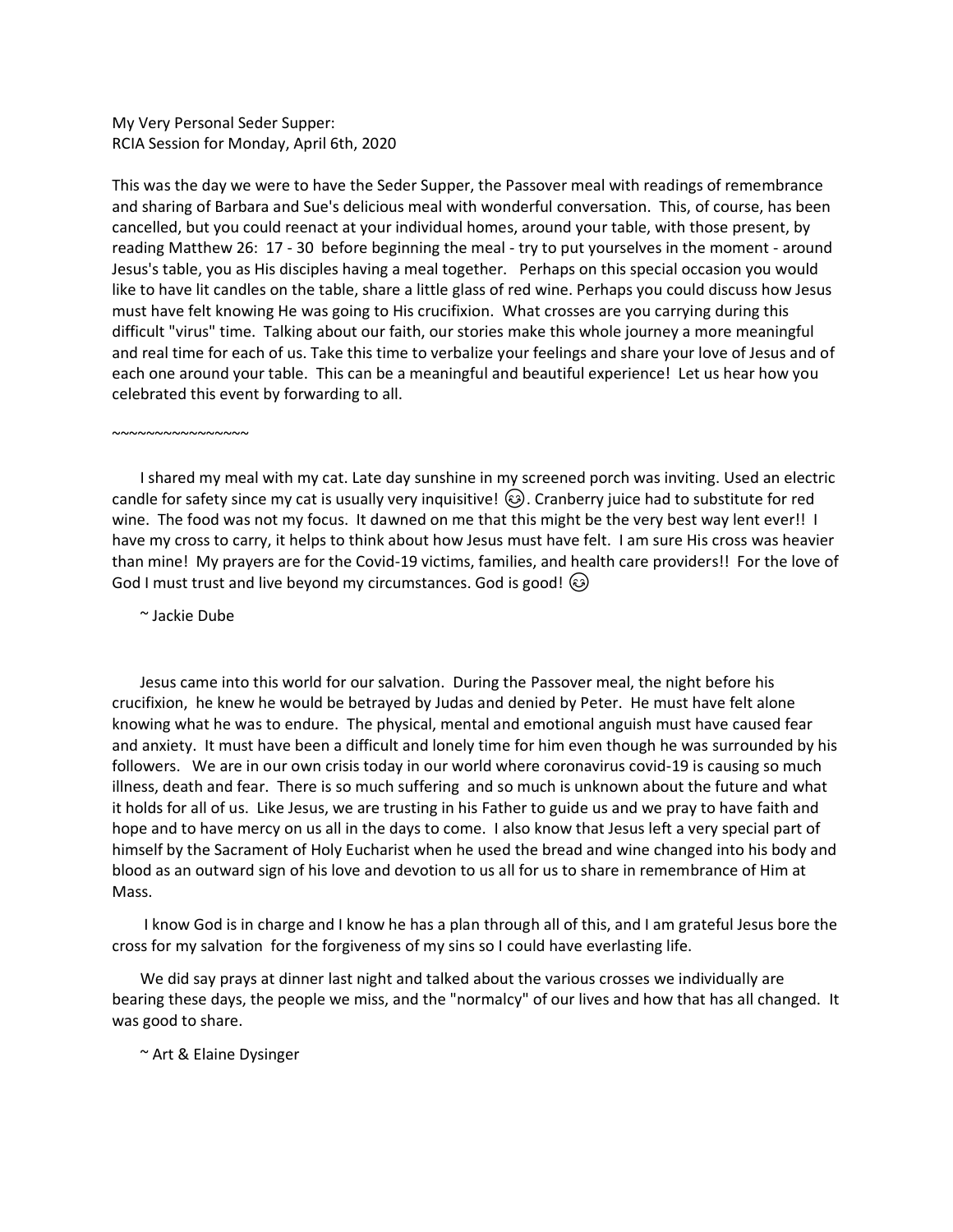My Very Personal Seder Supper:
RCIA Session for Monday, April 6th, 2020

This was the day we were to have the Seder Supper, the Passover meal with readings of remembrance and sharing of Barbara and Sue's delicious meal with wonderful conversation. This, of course, has been cancelled, but you could reenact at your individual homes, around your table, with those present, by reading Matthew 26: 17 - 30 before beginning the meal - try to put yourselves in the moment - around Jesus's table, you as His disciples having a meal together. Perhaps on this special occasion you would like to have lit candles on the table, share a little glass of red wine. Perhaps you could discuss how Jesus must have felt knowing He was going to His crucifixion. What crosses are you carrying during this difficult "virus" time. Talking about our faith, our stories make this whole journey a more meaningful and real time for each of us. Take this time to verbalize your feelings and share your love of Jesus and of each one around your table. This can be a meaningful and beautiful experience! Let us hear how you celebrated this event by forwarding to all.

~~~~~~~~~~~~~~~~

I shared my meal with my cat. Late day sunshine in my screened porch was inviting. Used an electric candle for safety since my cat is usually very inquisitive! 😊. Cranberry juice had to substitute for red wine. The food was not my focus. It dawned on me that this might be the very best way lent ever!! I have my cross to carry, it helps to think about how Jesus must have felt. I am sure His cross was heavier than mine! My prayers are for the Covid-19 victims, families, and health care providers!! For the love of God I must trust and live beyond my circumstances. God is good! 😊

~ Jackie Dube

Jesus came into this world for our salvation. During the Passover meal, the night before his crucifixion, he knew he would be betrayed by Judas and denied by Peter. He must have felt alone knowing what he was to endure. The physical, mental and emotional anguish must have caused fear and anxiety. It must have been a difficult and lonely time for him even though he was surrounded by his followers. We are in our own crisis today in our world where coronavirus covid-19 is causing so much illness, death and fear. There is so much suffering and so much is unknown about the future and what it holds for all of us. Like Jesus, we are trusting in his Father to guide us and we pray to have faith and hope and to have mercy on us all in the days to come. I also know that Jesus left a very special part of himself by the Sacrament of Holy Eucharist when he used the bread and wine changed into his body and blood as an outward sign of his love and devotion to us all for us to share in remembrance of Him at Mass.

I know God is in charge and I know he has a plan through all of this, and I am grateful Jesus bore the cross for my salvation for the forgiveness of my sins so I could have everlasting life.

We did say prays at dinner last night and talked about the various crosses we individually are bearing these days, the people we miss, and the "normalcy" of our lives and how that has all changed. It was good to share.

~ Art & Elaine Dysinger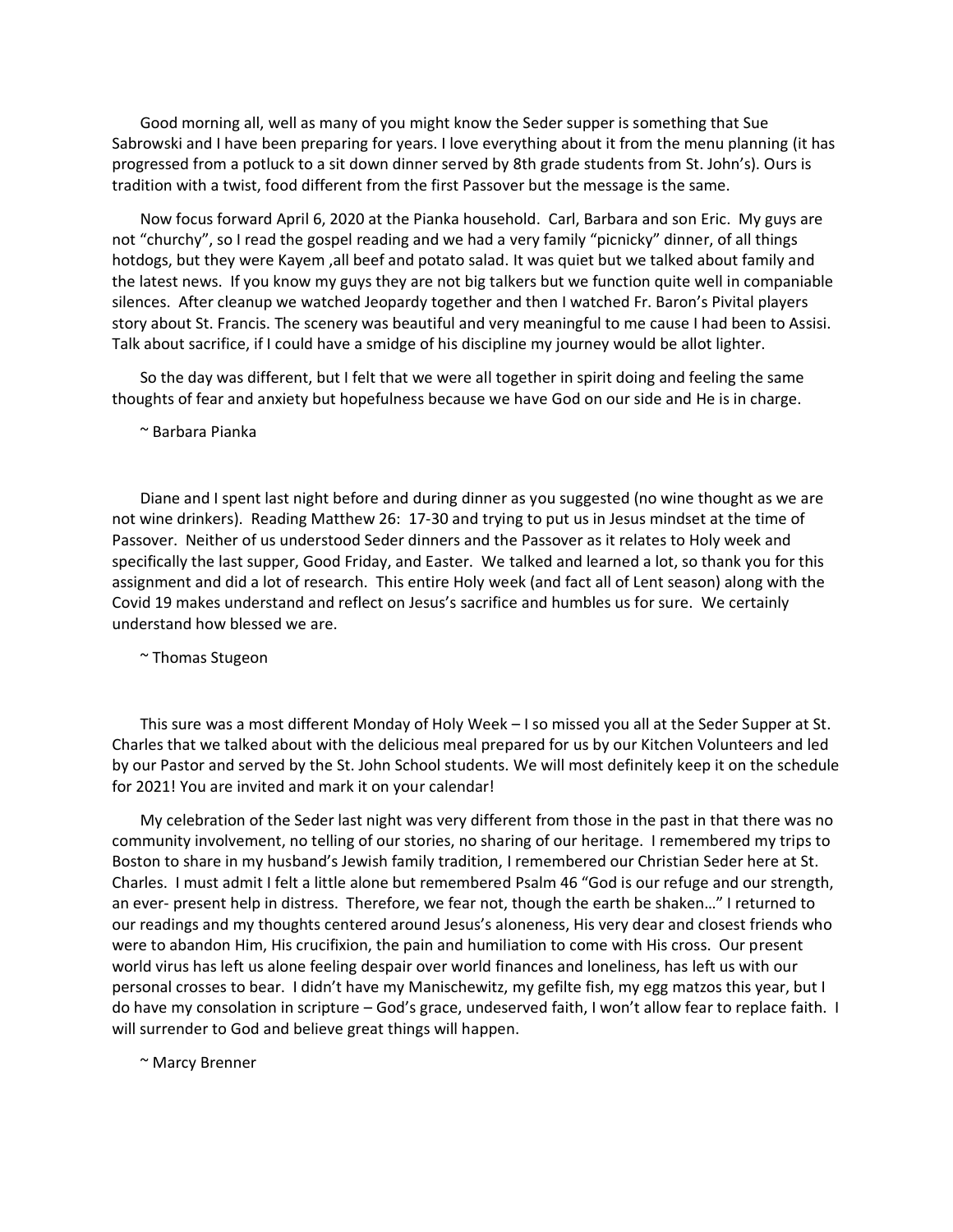Good morning all, well as many of you might know the Seder supper is something that Sue Sabrowski and I have been preparing for years. I love everything about it from the menu planning (it has progressed from a potluck to a sit down dinner served by 8th grade students from St. John's). Ours is tradition with a twist, food different from the first Passover but the message is the same.

Now focus forward April 6, 2020 at the Pianka household. Carl, Barbara and son Eric. My guys are not "churchy", so I read the gospel reading and we had a very family "picnicky" dinner, of all things hotdogs, but they were Kayem ,all beef and potato salad. It was quiet but we talked about family and the latest news. If you know my guys they are not big talkers but we function quite well in companiable silences. After cleanup we watched Jeopardy together and then I watched Fr. Baron's Pivital players story about St. Francis. The scenery was beautiful and very meaningful to me cause I had been to Assisi. Talk about sacrifice, if I could have a smidge of his discipline my journey would be allot lighter.

So the day was different, but I felt that we were all together in spirit doing and feeling the same thoughts of fear and anxiety but hopefulness because we have God on our side and He is in charge.

~ Barbara Pianka

Diane and I spent last night before and during dinner as you suggested (no wine thought as we are not wine drinkers). Reading Matthew 26: 17-30 and trying to put us in Jesus mindset at the time of Passover. Neither of us understood Seder dinners and the Passover as it relates to Holy week and specifically the last supper, Good Friday, and Easter. We talked and learned a lot, so thank you for this assignment and did a lot of research. This entire Holy week (and fact all of Lent season) along with the Covid 19 makes understand and reflect on Jesus's sacrifice and humbles us for sure. We certainly understand how blessed we are.

~ Thomas Stugeon

This sure was a most different Monday of Holy Week – I so missed you all at the Seder Supper at St. Charles that we talked about with the delicious meal prepared for us by our Kitchen Volunteers and led by our Pastor and served by the St. John School students. We will most definitely keep it on the schedule for 2021! You are invited and mark it on your calendar!

My celebration of the Seder last night was very different from those in the past in that there was no community involvement, no telling of our stories, no sharing of our heritage. I remembered my trips to Boston to share in my husband's Jewish family tradition, I remembered our Christian Seder here at St. Charles. I must admit I felt a little alone but remembered Psalm 46 "God is our refuge and our strength, an ever- present help in distress. Therefore, we fear not, though the earth be shaken…" I returned to our readings and my thoughts centered around Jesus's aloneness, His very dear and closest friends who were to abandon Him, His crucifixion, the pain and humiliation to come with His cross. Our present world virus has left us alone feeling despair over world finances and loneliness, has left us with our personal crosses to bear. I didn't have my Manischewitz, my gefilte fish, my egg matzos this year, but I do have my consolation in scripture – God's grace, undeserved faith, I won't allow fear to replace faith. I will surrender to God and believe great things will happen.

~ Marcy Brenner